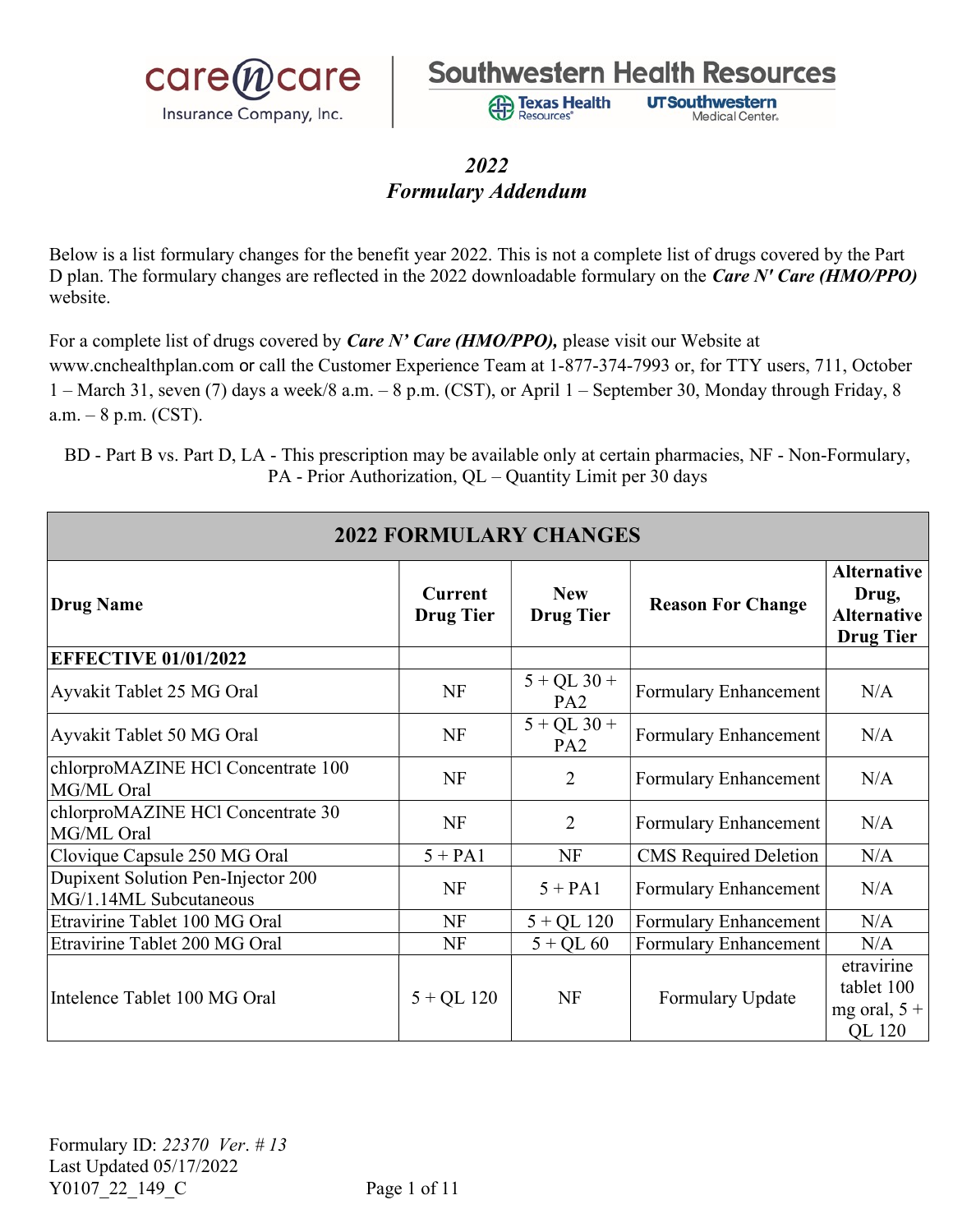# *2022*
# *Formulary Addendum*

Below is a list formulary changes for the benefit year 2022. This is not a complete list of drugs covered by the Part D plan. The formulary changes are reflected in the 2022 downloadable formulary on the ***Care N' Care (HMO/PPO)*** website.

For a complete list of drugs covered by ***Care N' Care (HMO/PPO),*** please visit our Website at www.cnchealthplan.com or call the Customer Experience Team at 1-877-374-7993 or, for TTY users, 711, October 1 – March 31, seven (7) days a week/8 a.m. – 8 p.m. (CST), or April 1 – September 30, Monday through Friday, 8 a.m. – 8 p.m. (CST).

BD - Part B vs. Part D, LA - This prescription may be available only at certain pharmacies, NF - Non-Formulary, PA - Prior Authorization, QL – Quantity Limit per 30 days

| 2022 FORMULARY CHANGES | | | | |
|---|---|---|---|---|
| **Drug Name** | **Current Drug Tier** | **New Drug Tier** | **Reason For Change** | **Alternative Drug, Alternative Drug Tier** |
| **EFFECTIVE 01/01/2022** | | | | |
| Ayvakit Tablet 25 MG Oral | NF | 5 + QL 30 + PA2 | Formulary Enhancement | N/A |
| Ayvakit Tablet 50 MG Oral | NF | 5 + QL 30 + PA2 | Formulary Enhancement | N/A |
| chlorproMAZINE HCl Concentrate 100 MG/ML Oral | NF | 2 | Formulary Enhancement | N/A |
| chlorproMAZINE HCl Concentrate 30 MG/ML Oral | NF | 2 | Formulary Enhancement | N/A |
| Clovique Capsule 250 MG Oral | 5 + PA1 | NF | CMS Required Deletion | N/A |
| Dupixent Solution Pen-Injector 200 MG/1.14ML Subcutaneous | NF | 5 + PA1 | Formulary Enhancement | N/A |
| Etravirine Tablet 100 MG Oral | NF | 5 + QL 120 | Formulary Enhancement | N/A |
| Etravirine Tablet 200 MG Oral | NF | 5 + QL 60 | Formulary Enhancement | N/A |
| Intelence Tablet 100 MG Oral | 5 + QL 120 | NF | Formulary Update | etravirine tablet 100 mg oral, 5 + QL 120 |

Formulary ID: *22370 Ver. # 13*
Last Updated 05/17/2022
Y0107_22_149_C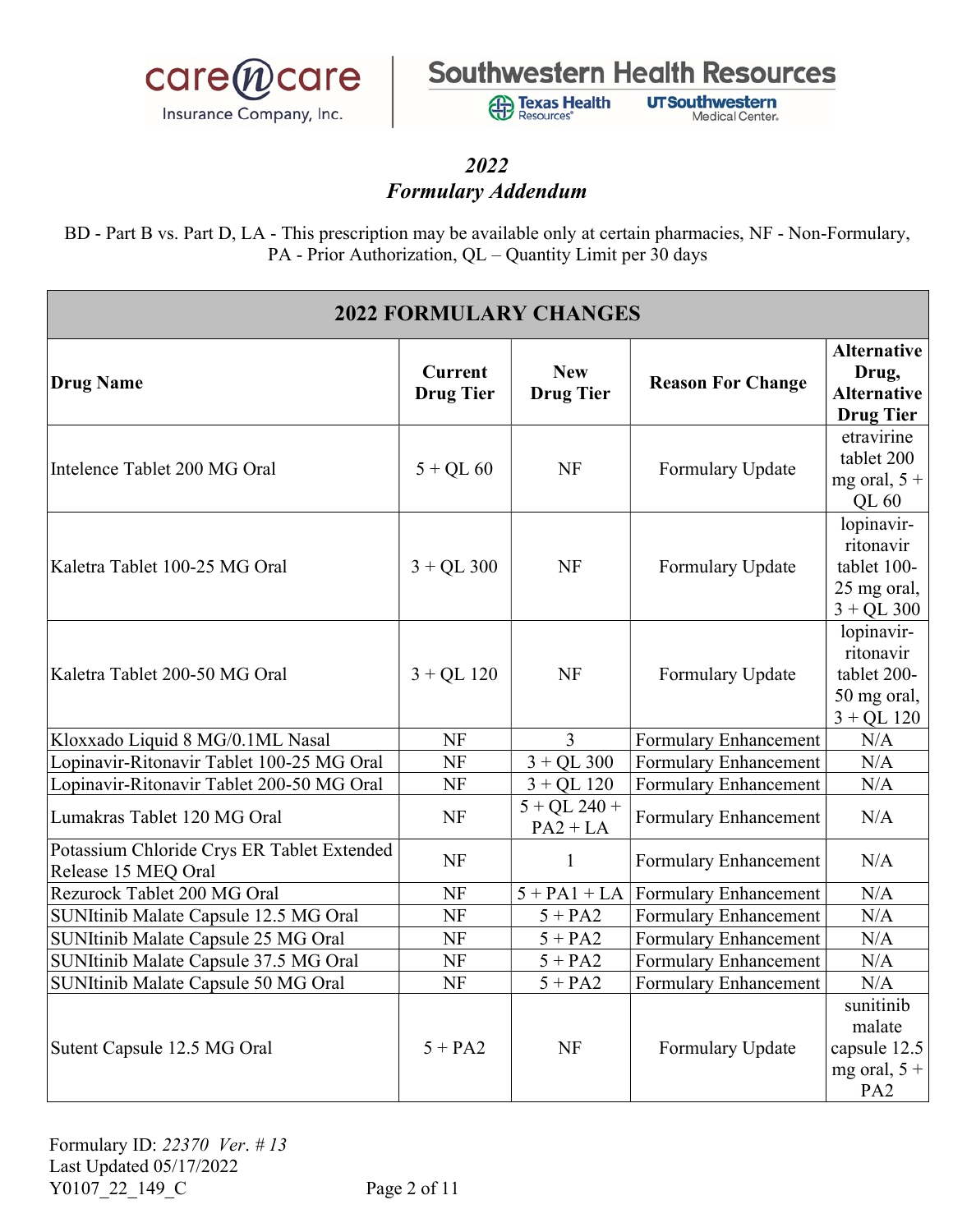# *2022*
# *Formulary Addendum*

BD - Part B vs. Part D, LA - This prescription may be available only at certain pharmacies, NF - Non-Formulary, PA - Prior Authorization, QL – Quantity Limit per 30 days

| 2022 FORMULARY CHANGES | | | | |
|---|---|---|---|---|
| **Drug Name** | **Current Drug Tier** | **New Drug Tier** | **Reason For Change** | **Alternative Drug, Alternative Drug Tier** |
| Intelence Tablet 200 MG Oral | 5 + QL 60 | NF | Formulary Update | etravirine tablet 200 mg oral, 5 + QL 60 |
| Kaletra Tablet 100-25 MG Oral | 3 + QL 300 | NF | Formulary Update | lopinavir-ritonavir tablet 100-25 mg oral, 3 + QL 300 |
| Kaletra Tablet 200-50 MG Oral | 3 + QL 120 | NF | Formulary Update | lopinavir-ritonavir tablet 200-50 mg oral, 3 + QL 120 |
| Kloxxado Liquid 8 MG/0.1ML Nasal | NF | 3 | Formulary Enhancement | N/A |
| Lopinavir-Ritonavir Tablet 100-25 MG Oral | NF | 3 + QL 300 | Formulary Enhancement | N/A |
| Lopinavir-Ritonavir Tablet 200-50 MG Oral | NF | 3 + QL 120 | Formulary Enhancement | N/A |
| Lumakras Tablet 120 MG Oral | NF | 5 + QL 240 + PA2 + LA | Formulary Enhancement | N/A |
| Potassium Chloride Crys ER Tablet Extended Release 15 MEQ Oral | NF | 1 | Formulary Enhancement | N/A |
| Rezurock Tablet 200 MG Oral | NF | 5 + PA1 + LA | Formulary Enhancement | N/A |
| SUNItinib Malate Capsule 12.5 MG Oral | NF | 5 + PA2 | Formulary Enhancement | N/A |
| SUNItinib Malate Capsule 25 MG Oral | NF | 5 + PA2 | Formulary Enhancement | N/A |
| SUNItinib Malate Capsule 37.5 MG Oral | NF | 5 + PA2 | Formulary Enhancement | N/A |
| SUNItinib Malate Capsule 50 MG Oral | NF | 5 + PA2 | Formulary Enhancement | N/A |
| Sutent Capsule 12.5 MG Oral | 5 + PA2 | NF | Formulary Update | sunitinib malate capsule 12.5 mg oral, 5 + PA2 |

Formulary ID: *22370 Ver. # 13*
Last Updated 05/17/2022
Y0107_22_149_C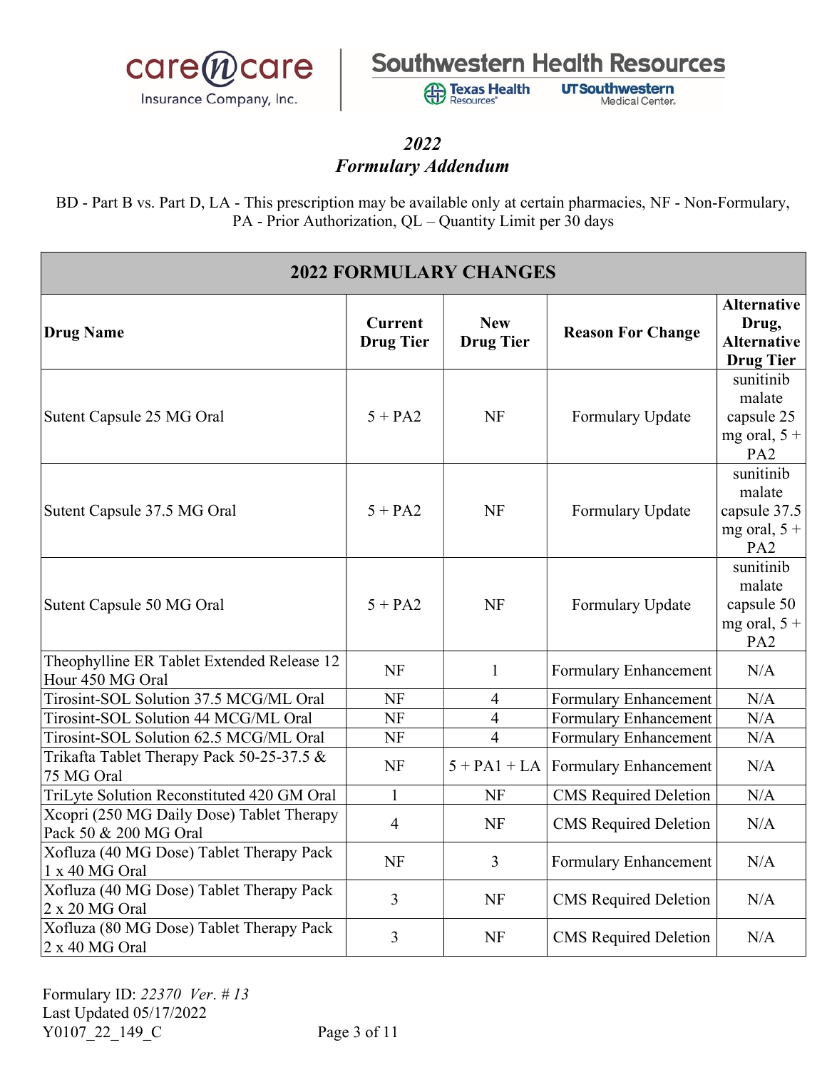## 2022
## Formulary Addendum

BD - Part B vs. Part D, LA - This prescription may be available only at certain pharmacies, NF - Non-Formulary, PA - Prior Authorization, QL – Quantity Limit per 30 days

| 2022 FORMULARY CHANGES | | | | |
|---|---|---|---|---|
| **Drug Name** | **Current Drug Tier** | **New Drug Tier** | **Reason For Change** | **Alternative Drug, Alternative Drug Tier** |
| Sutent Capsule 25 MG Oral | 5 + PA2 | NF | Formulary Update | sunitinib malate capsule 25 mg oral, 5 + PA2 |
| Sutent Capsule 37.5 MG Oral | 5 + PA2 | NF | Formulary Update | sunitinib malate capsule 37.5 mg oral, 5 + PA2 |
| Sutent Capsule 50 MG Oral | 5 + PA2 | NF | Formulary Update | sunitinib malate capsule 50 mg oral, 5 + PA2 |
| Theophylline ER Tablet Extended Release 12 Hour 450 MG Oral | NF | 1 | Formulary Enhancement | N/A |
| Tirosint-SOL Solution 37.5 MCG/ML Oral | NF | 4 | Formulary Enhancement | N/A |
| Tirosint-SOL Solution 44 MCG/ML Oral | NF | 4 | Formulary Enhancement | N/A |
| Tirosint-SOL Solution 62.5 MCG/ML Oral | NF | 4 | Formulary Enhancement | N/A |
| Trikafta Tablet Therapy Pack 50-25-37.5 & 75 MG Oral | NF | 5 + PA1 + LA | Formulary Enhancement | N/A |
| TriLyte Solution Reconstituted 420 GM Oral | 1 | NF | CMS Required Deletion | N/A |
| Xcopri (250 MG Daily Dose) Tablet Therapy Pack 50 & 200 MG Oral | 4 | NF | CMS Required Deletion | N/A |
| Xofluza (40 MG Dose) Tablet Therapy Pack 1 x 40 MG Oral | NF | 3 | Formulary Enhancement | N/A |
| Xofluza (40 MG Dose) Tablet Therapy Pack 2 x 20 MG Oral | 3 | NF | CMS Required Deletion | N/A |
| Xofluza (80 MG Dose) Tablet Therapy Pack 2 x 40 MG Oral | 3 | NF | CMS Required Deletion | N/A |

Formulary ID: *22370 Ver. # 13*
Last Updated 05/17/2022
Y0107_22_149_C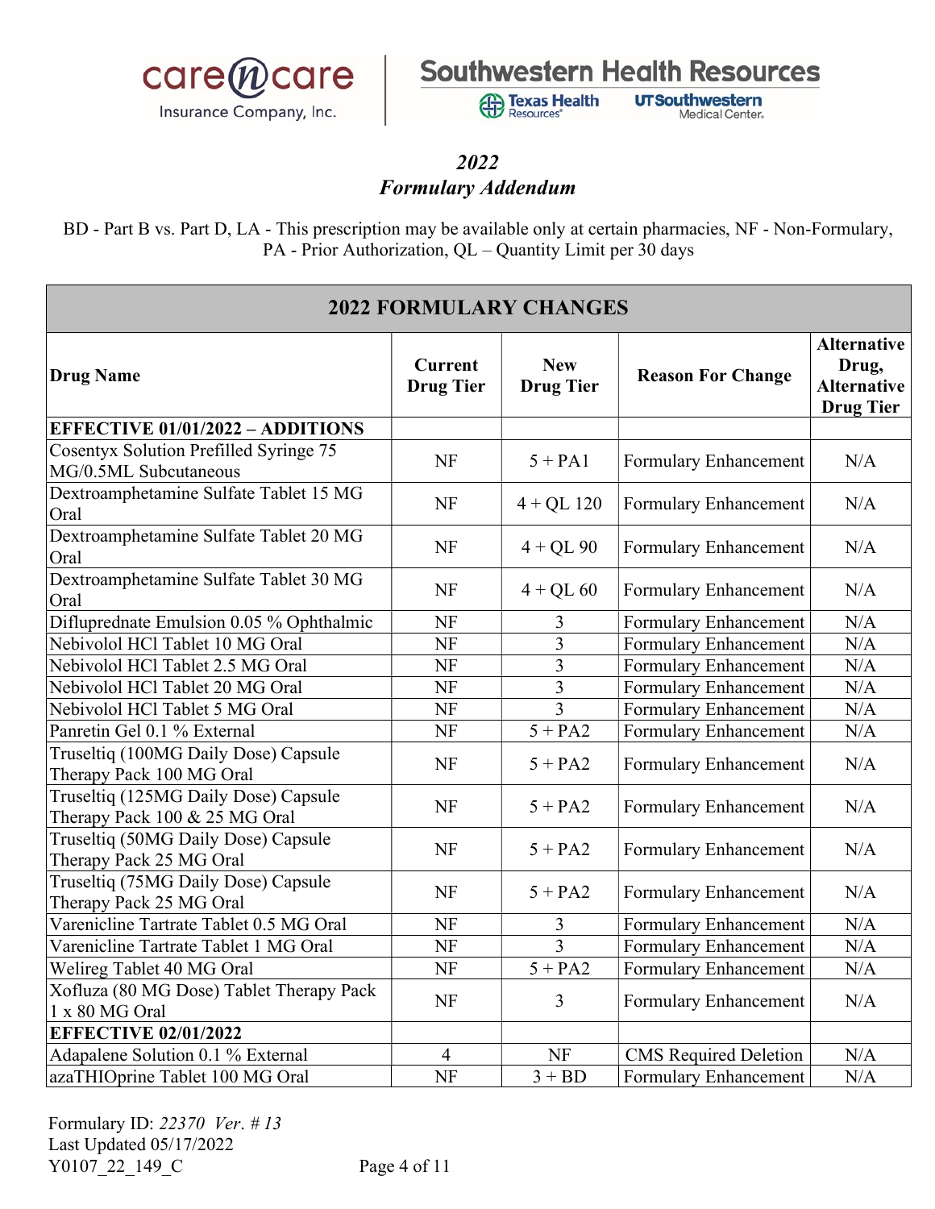## 2022
## Formulary Addendum

BD - Part B vs. Part D, LA - This prescription may be available only at certain pharmacies, NF - Non-Formulary, PA - Prior Authorization, QL – Quantity Limit per 30 days

| 2022 FORMULARY CHANGES | | | | |
|---|---|---|---|---|
| **Drug Name** | **Current Drug Tier** | **New Drug Tier** | **Reason For Change** | **Alternative Drug, Alternative Drug Tier** |
| **EFFECTIVE 01/01/2022 – ADDITIONS** | | | | |
| Cosentyx Solution Prefilled Syringe 75 MG/0.5ML Subcutaneous | NF | 5 + PA1 | Formulary Enhancement | N/A |
| Dextroamphetamine Sulfate Tablet 15 MG Oral | NF | 4 + QL 120 | Formulary Enhancement | N/A |
| Dextroamphetamine Sulfate Tablet 20 MG Oral | NF | 4 + QL 90 | Formulary Enhancement | N/A |
| Dextroamphetamine Sulfate Tablet 30 MG Oral | NF | 4 + QL 60 | Formulary Enhancement | N/A |
| Difluprednate Emulsion 0.05 % Ophthalmic | NF | 3 | Formulary Enhancement | N/A |
| Nebivolol HCl Tablet 10 MG Oral | NF | 3 | Formulary Enhancement | N/A |
| Nebivolol HCl Tablet 2.5 MG Oral | NF | 3 | Formulary Enhancement | N/A |
| Nebivolol HCl Tablet 20 MG Oral | NF | 3 | Formulary Enhancement | N/A |
| Nebivolol HCl Tablet 5 MG Oral | NF | 3 | Formulary Enhancement | N/A |
| Panretin Gel 0.1 % External | NF | 5 + PA2 | Formulary Enhancement | N/A |
| Truseltiq (100MG Daily Dose) Capsule Therapy Pack 100 MG Oral | NF | 5 + PA2 | Formulary Enhancement | N/A |
| Truseltiq (125MG Daily Dose) Capsule Therapy Pack 100 & 25 MG Oral | NF | 5 + PA2 | Formulary Enhancement | N/A |
| Truseltiq (50MG Daily Dose) Capsule Therapy Pack 25 MG Oral | NF | 5 + PA2 | Formulary Enhancement | N/A |
| Truseltiq (75MG Daily Dose) Capsule Therapy Pack 25 MG Oral | NF | 5 + PA2 | Formulary Enhancement | N/A |
| Varenicline Tartrate Tablet 0.5 MG Oral | NF | 3 | Formulary Enhancement | N/A |
| Varenicline Tartrate Tablet 1 MG Oral | NF | 3 | Formulary Enhancement | N/A |
| Welireg Tablet 40 MG Oral | NF | 5 + PA2 | Formulary Enhancement | N/A |
| Xofluza (80 MG Dose) Tablet Therapy Pack 1 x 80 MG Oral | NF | 3 | Formulary Enhancement | N/A |
| **EFFECTIVE 02/01/2022** | | | | |
| Adapalene Solution 0.1 % External | 4 | NF | CMS Required Deletion | N/A |
| azaTHIOprine Tablet 100 MG Oral | NF | 3 + BD | Formulary Enhancement | N/A |

Formulary ID: *22370 Ver. # 13*
Last Updated 05/17/2022
Y0107_22_149_C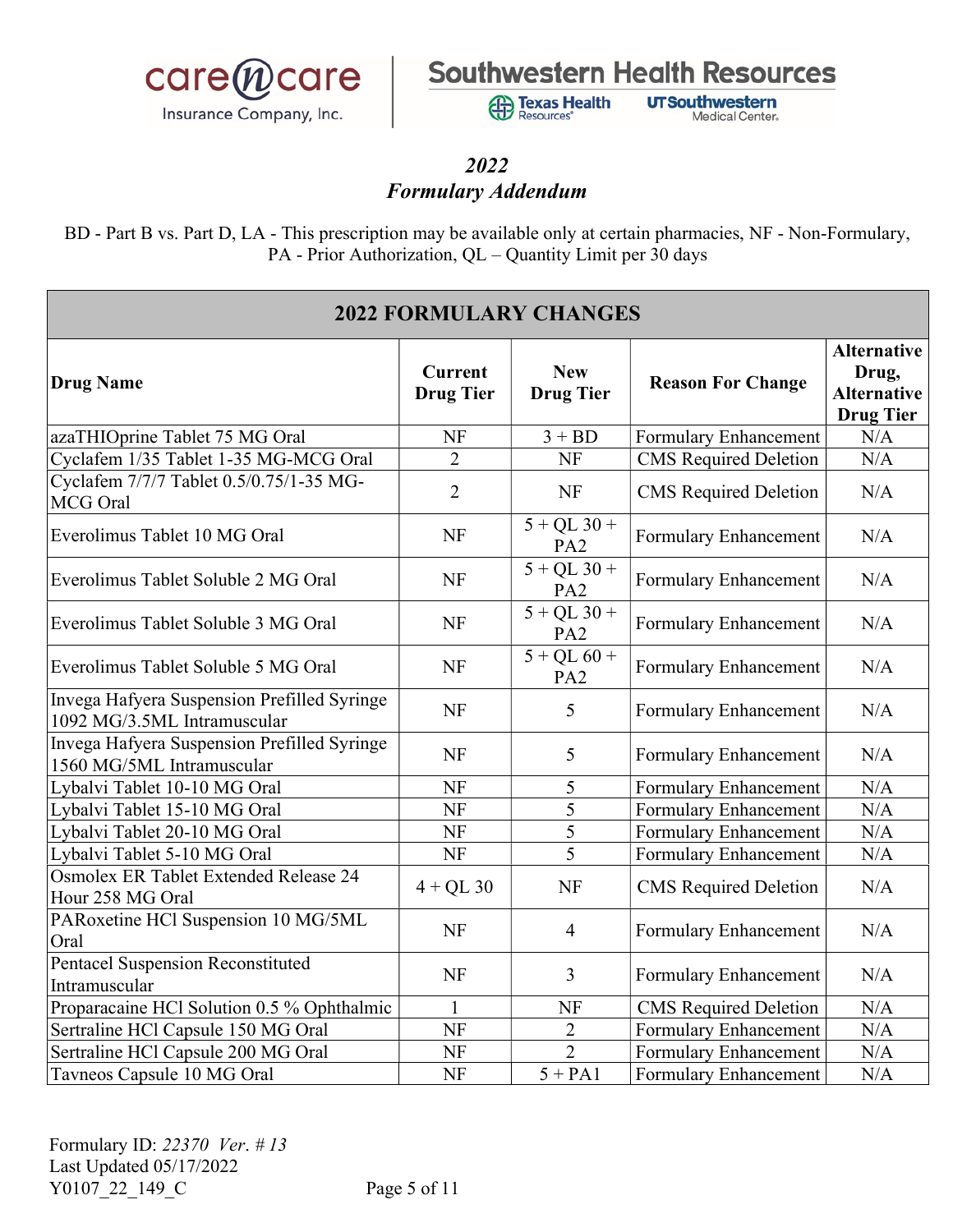## 2022
## Formulary Addendum

BD - Part B vs. Part D, LA - This prescription may be available only at certain pharmacies, NF - Non-Formulary, PA - Prior Authorization, QL – Quantity Limit per 30 days

**2022 FORMULARY CHANGES**

| Drug Name | Current Drug Tier | New Drug Tier | Reason For Change | Alternative Drug, Alternative Drug Tier |
|---|---|---|---|---|
| azaTHIOprine Tablet 75 MG Oral | NF | 3 + BD | Formulary Enhancement | N/A |
| Cyclafem 1/35 Tablet 1-35 MG-MCG Oral | 2 | NF | CMS Required Deletion | N/A |
| Cyclafem 7/7/7 Tablet 0.5/0.75/1-35 MG-MCG Oral | 2 | NF | CMS Required Deletion | N/A |
| Everolimus Tablet 10 MG Oral | NF | 5 + QL 30 + PA2 | Formulary Enhancement | N/A |
| Everolimus Tablet Soluble 2 MG Oral | NF | 5 + QL 30 + PA2 | Formulary Enhancement | N/A |
| Everolimus Tablet Soluble 3 MG Oral | NF | 5 + QL 30 + PA2 | Formulary Enhancement | N/A |
| Everolimus Tablet Soluble 5 MG Oral | NF | 5 + QL 60 + PA2 | Formulary Enhancement | N/A |
| Invega Hafyera Suspension Prefilled Syringe 1092 MG/3.5ML Intramuscular | NF | 5 | Formulary Enhancement | N/A |
| Invega Hafyera Suspension Prefilled Syringe 1560 MG/5ML Intramuscular | NF | 5 | Formulary Enhancement | N/A |
| Lybalvi Tablet 10-10 MG Oral | NF | 5 | Formulary Enhancement | N/A |
| Lybalvi Tablet 15-10 MG Oral | NF | 5 | Formulary Enhancement | N/A |
| Lybalvi Tablet 20-10 MG Oral | NF | 5 | Formulary Enhancement | N/A |
| Lybalvi Tablet 5-10 MG Oral | NF | 5 | Formulary Enhancement | N/A |
| Osmolex ER Tablet Extended Release 24 Hour 258 MG Oral | 4 + QL 30 | NF | CMS Required Deletion | N/A |
| PARoxetine HCl Suspension 10 MG/5ML Oral | NF | 4 | Formulary Enhancement | N/A |
| Pentacel Suspension Reconstituted Intramuscular | NF | 3 | Formulary Enhancement | N/A |
| Proparacaine HCl Solution 0.5 % Ophthalmic | 1 | NF | CMS Required Deletion | N/A |
| Sertraline HCl Capsule 150 MG Oral | NF | 2 | Formulary Enhancement | N/A |
| Sertraline HCl Capsule 200 MG Oral | NF | 2 | Formulary Enhancement | N/A |
| Tavneos Capsule 10 MG Oral | NF | 5 + PA1 | Formulary Enhancement | N/A |

Formulary ID: *22370 Ver. # 13*
Last Updated 05/17/2022
Y0107_22_149_C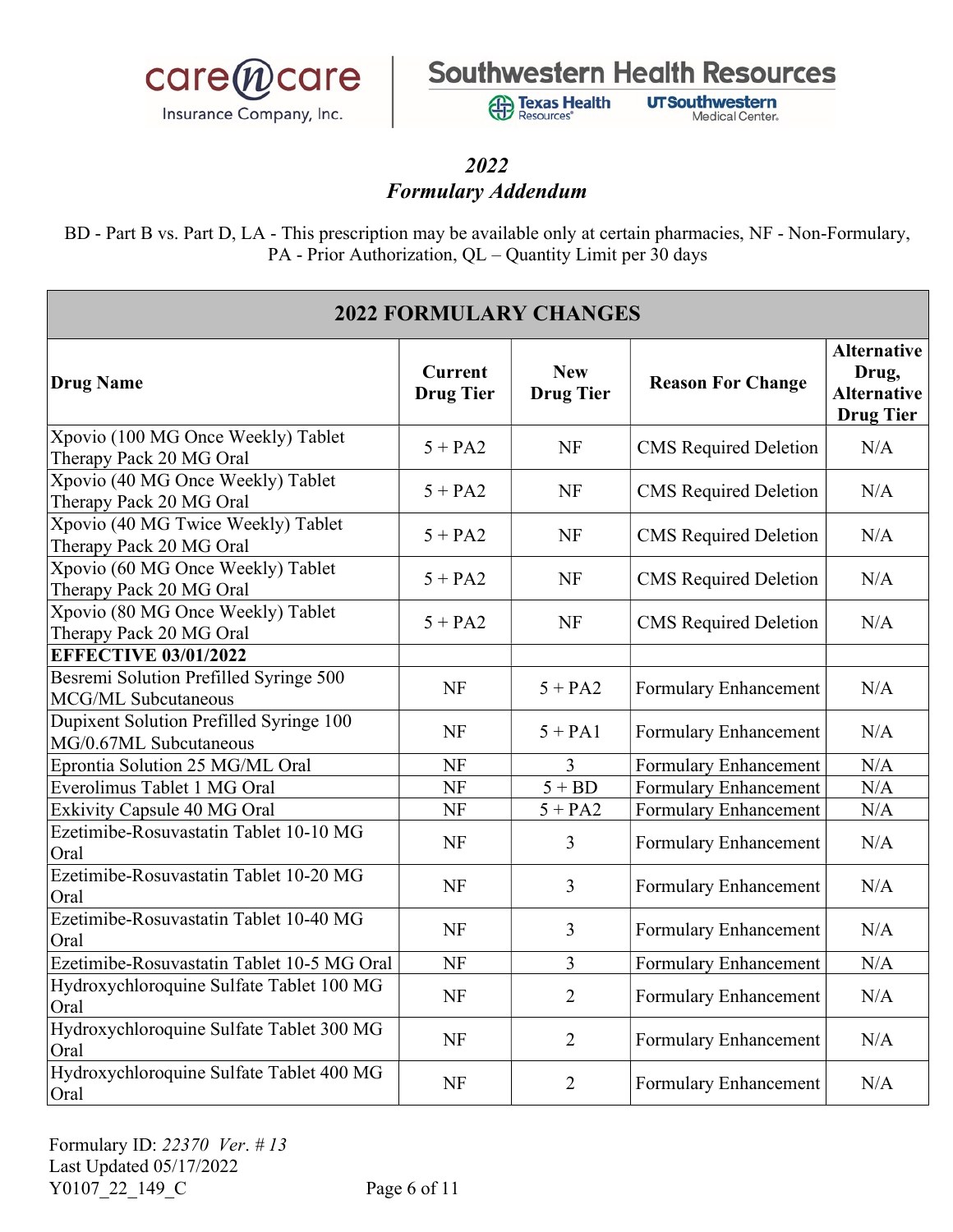## 2022
## Formulary Addendum

BD - Part B vs. Part D, LA - This prescription may be available only at certain pharmacies, NF - Non-Formulary, PA - Prior Authorization, QL – Quantity Limit per 30 days

| 2022 FORMULARY CHANGES | | | | |
|---|---|---|---|---|
| **Drug Name** | **Current Drug Tier** | **New Drug Tier** | **Reason For Change** | **Alternative Drug, Alternative Drug Tier** |
| Xpovio (100 MG Once Weekly) Tablet Therapy Pack 20 MG Oral | 5 + PA2 | NF | CMS Required Deletion | N/A |
| Xpovio (40 MG Once Weekly) Tablet Therapy Pack 20 MG Oral | 5 + PA2 | NF | CMS Required Deletion | N/A |
| Xpovio (40 MG Twice Weekly) Tablet Therapy Pack 20 MG Oral | 5 + PA2 | NF | CMS Required Deletion | N/A |
| Xpovio (60 MG Once Weekly) Tablet Therapy Pack 20 MG Oral | 5 + PA2 | NF | CMS Required Deletion | N/A |
| Xpovio (80 MG Once Weekly) Tablet Therapy Pack 20 MG Oral | 5 + PA2 | NF | CMS Required Deletion | N/A |
| **EFFECTIVE 03/01/2022** | | | | |
| Besremi Solution Prefilled Syringe 500 MCG/ML Subcutaneous | NF | 5 + PA2 | Formulary Enhancement | N/A |
| Dupixent Solution Prefilled Syringe 100 MG/0.67ML Subcutaneous | NF | 5 + PA1 | Formulary Enhancement | N/A |
| Eprontia Solution 25 MG/ML Oral | NF | 3 | Formulary Enhancement | N/A |
| Everolimus Tablet 1 MG Oral | NF | 5 + BD | Formulary Enhancement | N/A |
| Exkivity Capsule 40 MG Oral | NF | 5 + PA2 | Formulary Enhancement | N/A |
| Ezetimibe-Rosuvastatin Tablet 10-10 MG Oral | NF | 3 | Formulary Enhancement | N/A |
| Ezetimibe-Rosuvastatin Tablet 10-20 MG Oral | NF | 3 | Formulary Enhancement | N/A |
| Ezetimibe-Rosuvastatin Tablet 10-40 MG Oral | NF | 3 | Formulary Enhancement | N/A |
| Ezetimibe-Rosuvastatin Tablet 10-5 MG Oral | NF | 3 | Formulary Enhancement | N/A |
| Hydroxychloroquine Sulfate Tablet 100 MG Oral | NF | 2 | Formulary Enhancement | N/A |
| Hydroxychloroquine Sulfate Tablet 300 MG Oral | NF | 2 | Formulary Enhancement | N/A |
| Hydroxychloroquine Sulfate Tablet 400 MG Oral | NF | 2 | Formulary Enhancement | N/A |

Formulary ID: *22370 Ver. # 13*
Last Updated 05/17/2022
Y0107_22_149_C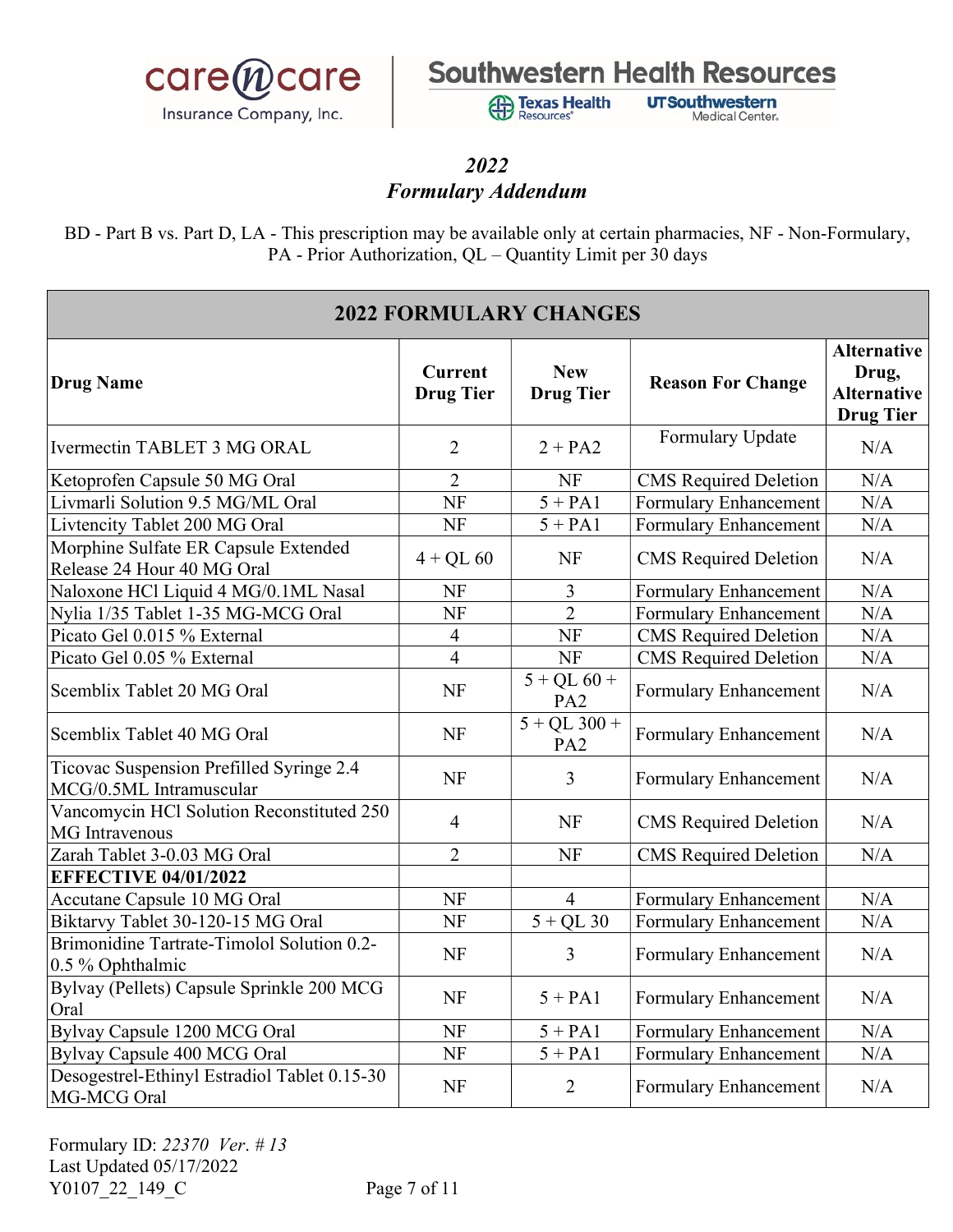*2022*
***Formulary Addendum***

BD - Part B vs. Part D, LA - This prescription may be available only at certain pharmacies, NF - Non-Formulary, PA - Prior Authorization, QL – Quantity Limit per 30 days

| **2022 FORMULARY CHANGES** | | | | |
|---|---|---|---|---|
| **Drug Name** | **Current Drug Tier** | **New Drug Tier** | **Reason For Change** | **Alternative Drug, Alternative Drug Tier** |
| Ivermectin TABLET 3 MG ORAL | 2 | 2 + PA2 | Formulary Update | N/A |
| Ketoprofen Capsule 50 MG Oral | 2 | NF | CMS Required Deletion | N/A |
| Livmarli Solution 9.5 MG/ML Oral | NF | 5 + PA1 | Formulary Enhancement | N/A |
| Livtencity Tablet 200 MG Oral | NF | 5 + PA1 | Formulary Enhancement | N/A |
| Morphine Sulfate ER Capsule Extended Release 24 Hour 40 MG Oral | 4 + QL 60 | NF | CMS Required Deletion | N/A |
| Naloxone HCl Liquid 4 MG/0.1ML Nasal | NF | 3 | Formulary Enhancement | N/A |
| Nylia 1/35 Tablet 1-35 MG-MCG Oral | NF | 2 | Formulary Enhancement | N/A |
| Picato Gel 0.015 % External | 4 | NF | CMS Required Deletion | N/A |
| Picato Gel 0.05 % External | 4 | NF | CMS Required Deletion | N/A |
| Scemblix Tablet 20 MG Oral | NF | 5 + QL 60 + PA2 | Formulary Enhancement | N/A |
| Scemblix Tablet 40 MG Oral | NF | 5 + QL 300 + PA2 | Formulary Enhancement | N/A |
| Ticovac Suspension Prefilled Syringe 2.4 MCG/0.5ML Intramuscular | NF | 3 | Formulary Enhancement | N/A |
| Vancomycin HCl Solution Reconstituted 250 MG Intravenous | 4 | NF | CMS Required Deletion | N/A |
| Zarah Tablet 3-0.03 MG Oral | 2 | NF | CMS Required Deletion | N/A |
| **EFFECTIVE 04/01/2022** | | | | |
| Accutane Capsule 10 MG Oral | NF | 4 | Formulary Enhancement | N/A |
| Biktarvy Tablet 30-120-15 MG Oral | NF | 5 + QL 30 | Formulary Enhancement | N/A |
| Brimonidine Tartrate-Timolol Solution 0.2-0.5 % Ophthalmic | NF | 3 | Formulary Enhancement | N/A |
| Bylvay (Pellets) Capsule Sprinkle 200 MCG Oral | NF | 5 + PA1 | Formulary Enhancement | N/A |
| Bylvay Capsule 1200 MCG Oral | NF | 5 + PA1 | Formulary Enhancement | N/A |
| Bylvay Capsule 400 MCG Oral | NF | 5 + PA1 | Formulary Enhancement | N/A |
| Desogestrel-Ethinyl Estradiol Tablet 0.15-30 MG-MCG Oral | NF | 2 | Formulary Enhancement | N/A |

Formulary ID: *22370 Ver. # 13*
Last Updated 05/17/2022
Y0107_22_149_C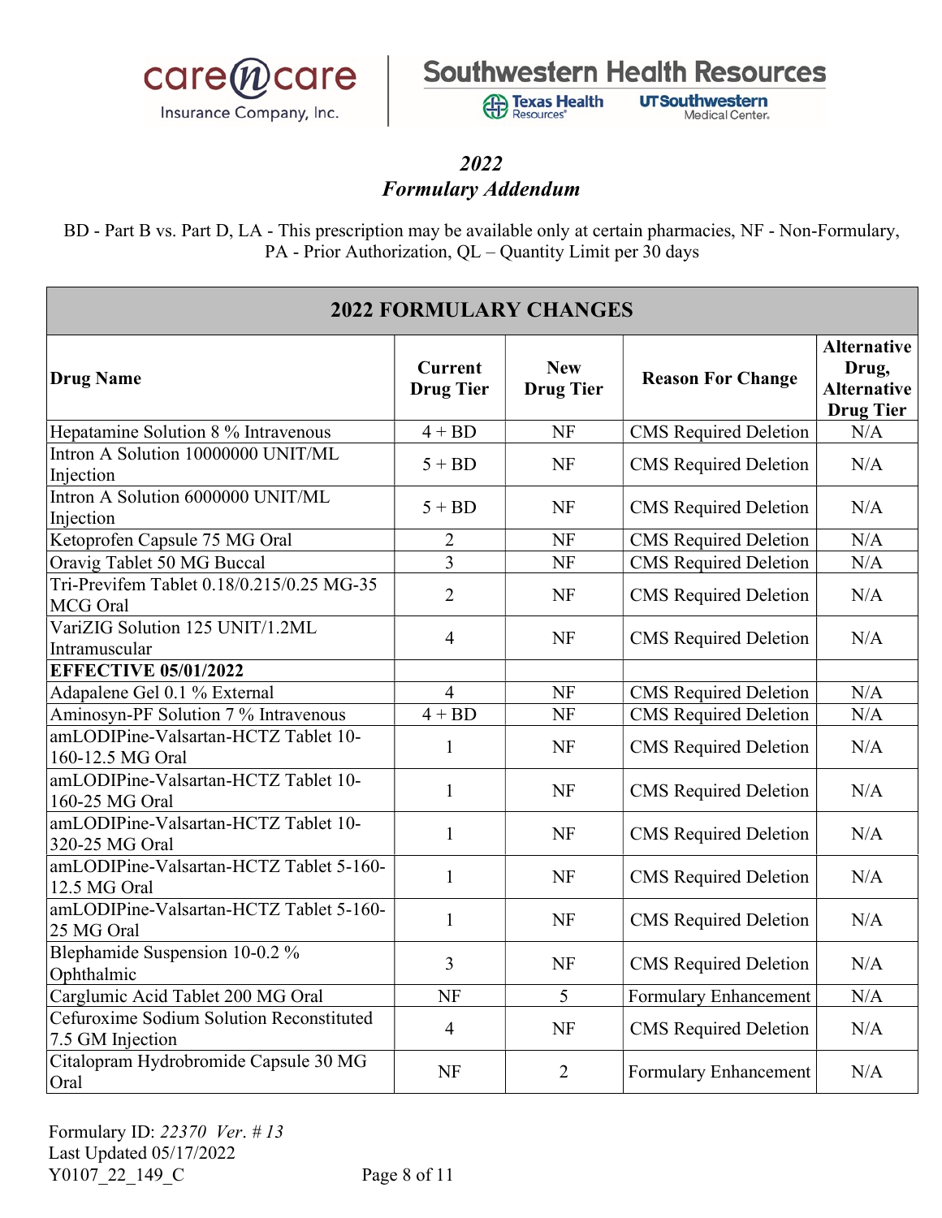*2022*
*Formulary Addendum*

BD - Part B vs. Part D, LA - This prescription may be available only at certain pharmacies, NF - Non-Formulary, PA - Prior Authorization, QL – Quantity Limit per 30 days

| 2022 FORMULARY CHANGES | | | | |
|---|---|---|---|---|
| **Drug Name** | **Current Drug Tier** | **New Drug Tier** | **Reason For Change** | **Alternative Drug, Alternative Drug Tier** |
| Hepatamine Solution 8 % Intravenous | 4 + BD | NF | CMS Required Deletion | N/A |
| Intron A Solution 10000000 UNIT/ML Injection | 5 + BD | NF | CMS Required Deletion | N/A |
| Intron A Solution 6000000 UNIT/ML Injection | 5 + BD | NF | CMS Required Deletion | N/A |
| Ketoprofen Capsule 75 MG Oral | 2 | NF | CMS Required Deletion | N/A |
| Oravig Tablet 50 MG Buccal | 3 | NF | CMS Required Deletion | N/A |
| Tri-Previfem Tablet 0.18/0.215/0.25 MG-35 MCG Oral | 2 | NF | CMS Required Deletion | N/A |
| VariZIG Solution 125 UNIT/1.2ML Intramuscular | 4 | NF | CMS Required Deletion | N/A |
| **EFFECTIVE 05/01/2022** | | | | |
| Adapalene Gel 0.1 % External | 4 | NF | CMS Required Deletion | N/A |
| Aminosyn-PF Solution 7 % Intravenous | 4 + BD | NF | CMS Required Deletion | N/A |
| amLODIPine-Valsartan-HCTZ Tablet 10-160-12.5 MG Oral | 1 | NF | CMS Required Deletion | N/A |
| amLODIPine-Valsartan-HCTZ Tablet 10-160-25 MG Oral | 1 | NF | CMS Required Deletion | N/A |
| amLODIPine-Valsartan-HCTZ Tablet 10-320-25 MG Oral | 1 | NF | CMS Required Deletion | N/A |
| amLODIPine-Valsartan-HCTZ Tablet 5-160-12.5 MG Oral | 1 | NF | CMS Required Deletion | N/A |
| amLODIPine-Valsartan-HCTZ Tablet 5-160-25 MG Oral | 1 | NF | CMS Required Deletion | N/A |
| Blephamide Suspension 10-0.2 % Ophthalmic | 3 | NF | CMS Required Deletion | N/A |
| Carglumic Acid Tablet 200 MG Oral | NF | 5 | Formulary Enhancement | N/A |
| Cefuroxime Sodium Solution Reconstituted 7.5 GM Injection | 4 | NF | CMS Required Deletion | N/A |
| Citalopram Hydrobromide Capsule 30 MG Oral | NF | 2 | Formulary Enhancement | N/A |

Formulary ID: *22370 Ver. # 13*
Last Updated 05/17/2022
Y0107_22_149_C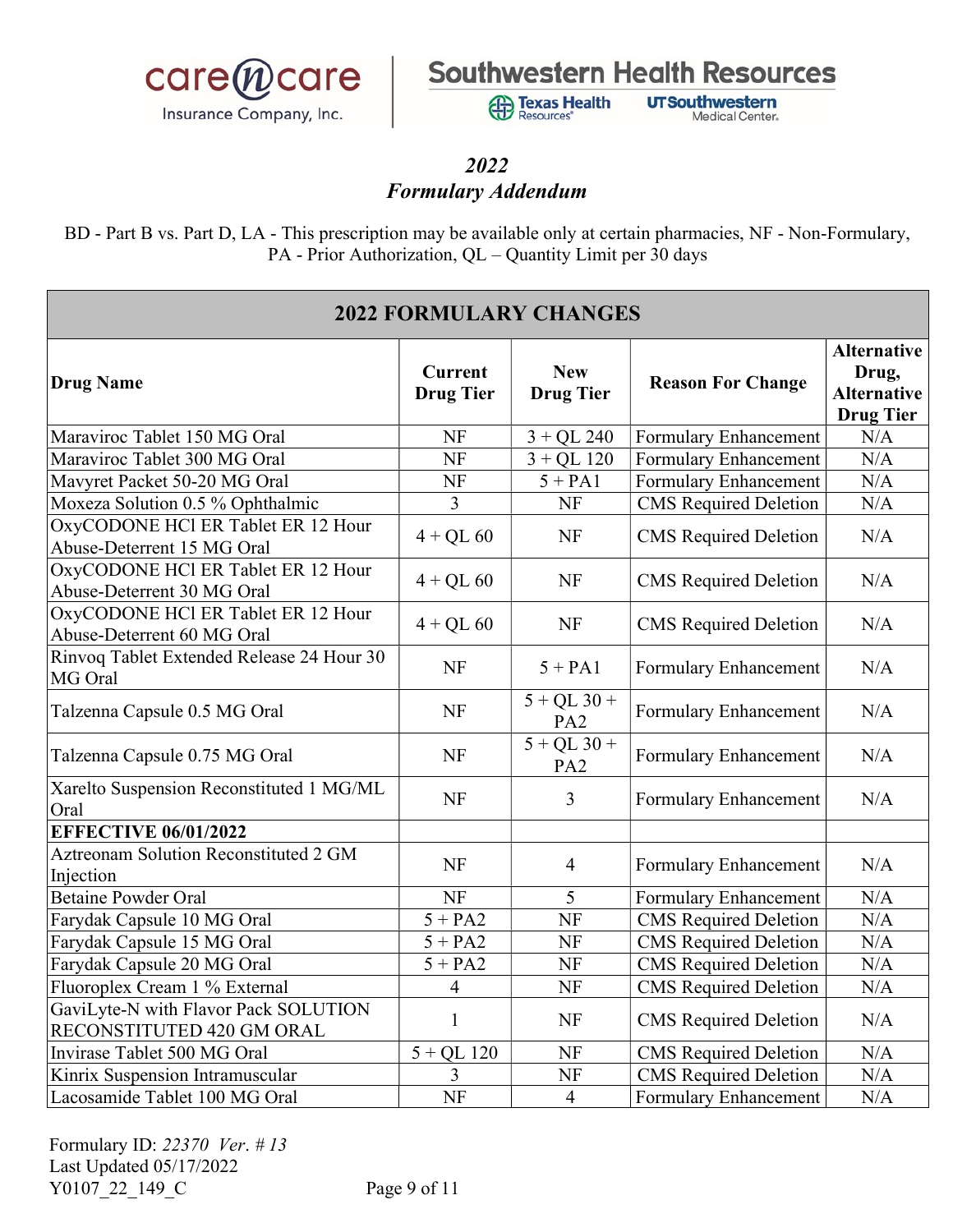# 2022
# Formulary Addendum

BD - Part B vs. Part D, LA - This prescription may be available only at certain pharmacies, NF - Non-Formulary, PA - Prior Authorization, QL – Quantity Limit per 30 days

## 2022 FORMULARY CHANGES

| Drug Name | Current Drug Tier | New Drug Tier | Reason For Change | Alternative Drug, Alternative Drug Tier |
|---|---|---|---|---|
| Maraviroc Tablet 150 MG Oral | NF | 3 + QL 240 | Formulary Enhancement | N/A |
| Maraviroc Tablet 300 MG Oral | NF | 3 + QL 120 | Formulary Enhancement | N/A |
| Mavyret Packet 50-20 MG Oral | NF | 5 + PA1 | Formulary Enhancement | N/A |
| Moxeza Solution 0.5 % Ophthalmic | 3 | NF | CMS Required Deletion | N/A |
| OxyCODONE HCl ER Tablet ER 12 Hour Abuse-Deterrent 15 MG Oral | 4 + QL 60 | NF | CMS Required Deletion | N/A |
| OxyCODONE HCl ER Tablet ER 12 Hour Abuse-Deterrent 30 MG Oral | 4 + QL 60 | NF | CMS Required Deletion | N/A |
| OxyCODONE HCl ER Tablet ER 12 Hour Abuse-Deterrent 60 MG Oral | 4 + QL 60 | NF | CMS Required Deletion | N/A |
| Rinvoq Tablet Extended Release 24 Hour 30 MG Oral | NF | 5 + PA1 | Formulary Enhancement | N/A |
| Talzenna Capsule 0.5 MG Oral | NF | 5 + QL 30 + PA2 | Formulary Enhancement | N/A |
| Talzenna Capsule 0.75 MG Oral | NF | 5 + QL 30 + PA2 | Formulary Enhancement | N/A |
| Xarelto Suspension Reconstituted 1 MG/ML Oral | NF | 3 | Formulary Enhancement | N/A |
| **EFFECTIVE 06/01/2022** | | | | |
| Aztreonam Solution Reconstituted 2 GM Injection | NF | 4 | Formulary Enhancement | N/A |
| Betaine Powder Oral | NF | 5 | Formulary Enhancement | N/A |
| Farydak Capsule 10 MG Oral | 5 + PA2 | NF | CMS Required Deletion | N/A |
| Farydak Capsule 15 MG Oral | 5 + PA2 | NF | CMS Required Deletion | N/A |
| Farydak Capsule 20 MG Oral | 5 + PA2 | NF | CMS Required Deletion | N/A |
| Fluoroplex Cream 1 % External | 4 | NF | CMS Required Deletion | N/A |
| GaviLyte-N with Flavor Pack SOLUTION RECONSTITUTED 420 GM ORAL | 1 | NF | CMS Required Deletion | N/A |
| Invirase Tablet 500 MG Oral | 5 + QL 120 | NF | CMS Required Deletion | N/A |
| Kinrix Suspension Intramuscular | 3 | NF | CMS Required Deletion | N/A |
| Lacosamide Tablet 100 MG Oral | NF | 4 | Formulary Enhancement | N/A |

Formulary ID: *22370 Ver. # 13*
Last Updated 05/17/2022
Y0107_22_149_C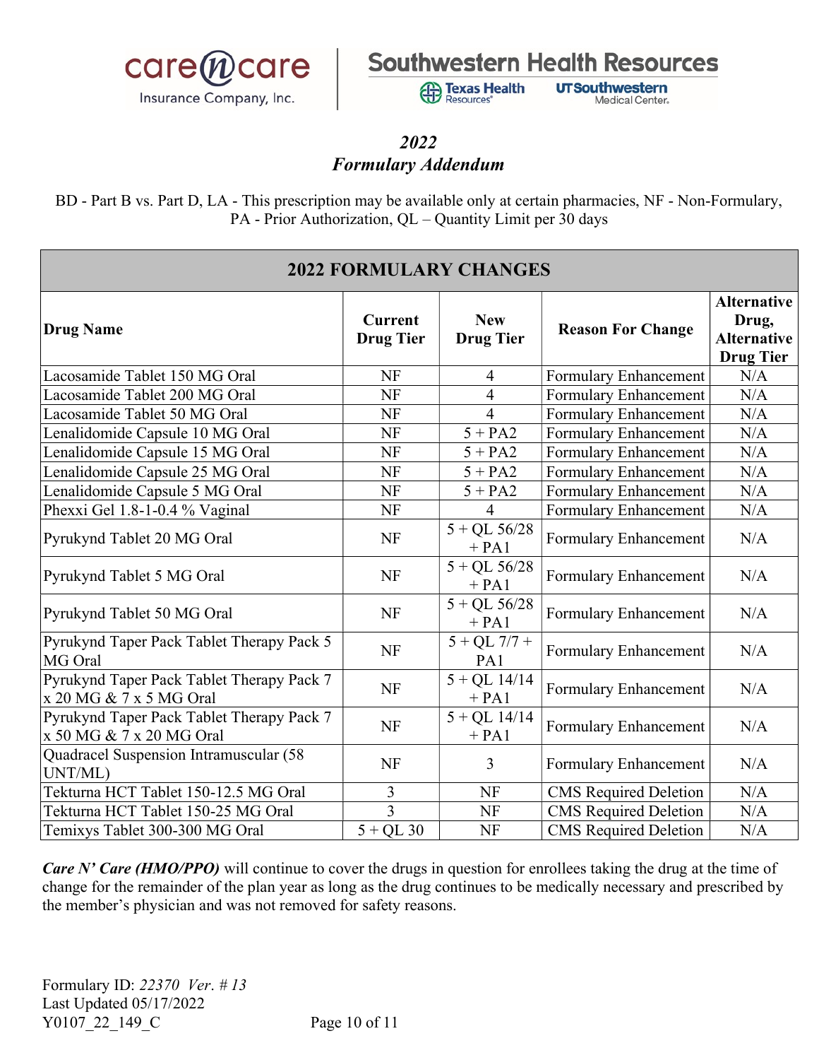care n care Insurance Company, Inc. | Southwestern Health Resources — Texas Health Resources, UT Southwestern Medical Center

## *2022*
## *Formulary Addendum*

BD - Part B vs. Part D, LA - This prescription may be available only at certain pharmacies, NF - Non-Formulary, PA - Prior Authorization, QL – Quantity Limit per 30 days

| **2022 FORMULARY CHANGES** | | | | |
|---|---|---|---|---|
| **Drug Name** | **Current Drug Tier** | **New Drug Tier** | **Reason For Change** | **Alternative Drug, Alternative Drug Tier** |
| Lacosamide Tablet 150 MG Oral | NF | 4 | Formulary Enhancement | N/A |
| Lacosamide Tablet 200 MG Oral | NF | 4 | Formulary Enhancement | N/A |
| Lacosamide Tablet 50 MG Oral | NF | 4 | Formulary Enhancement | N/A |
| Lenalidomide Capsule 10 MG Oral | NF | 5 + PA2 | Formulary Enhancement | N/A |
| Lenalidomide Capsule 15 MG Oral | NF | 5 + PA2 | Formulary Enhancement | N/A |
| Lenalidomide Capsule 25 MG Oral | NF | 5 + PA2 | Formulary Enhancement | N/A |
| Lenalidomide Capsule 5 MG Oral | NF | 5 + PA2 | Formulary Enhancement | N/A |
| Phexxi Gel 1.8-1-0.4 % Vaginal | NF | 4 | Formulary Enhancement | N/A |
| Pyrukynd Tablet 20 MG Oral | NF | 5 + QL 56/28 + PA1 | Formulary Enhancement | N/A |
| Pyrukynd Tablet 5 MG Oral | NF | 5 + QL 56/28 + PA1 | Formulary Enhancement | N/A |
| Pyrukynd Tablet 50 MG Oral | NF | 5 + QL 56/28 + PA1 | Formulary Enhancement | N/A |
| Pyrukynd Taper Pack Tablet Therapy Pack 5 MG Oral | NF | 5 + QL 7/7 + PA1 | Formulary Enhancement | N/A |
| Pyrukynd Taper Pack Tablet Therapy Pack 7 x 20 MG & 7 x 5 MG Oral | NF | 5 + QL 14/14 + PA1 | Formulary Enhancement | N/A |
| Pyrukynd Taper Pack Tablet Therapy Pack 7 x 50 MG & 7 x 20 MG Oral | NF | 5 + QL 14/14 + PA1 | Formulary Enhancement | N/A |
| Quadracel Suspension Intramuscular (58 UNT/ML) | NF | 3 | Formulary Enhancement | N/A |
| Tekturna HCT Tablet 150-12.5 MG Oral | 3 | NF | CMS Required Deletion | N/A |
| Tekturna HCT Tablet 150-25 MG Oral | 3 | NF | CMS Required Deletion | N/A |
| Temixys Tablet 300-300 MG Oral | 5 + QL 30 | NF | CMS Required Deletion | N/A |

***Care N' Care (HMO/PPO)*** will continue to cover the drugs in question for enrollees taking the drug at the time of change for the remainder of the plan year as long as the drug continues to be medically necessary and prescribed by the member's physician and was not removed for safety reasons.

Formulary ID: *22370 Ver. # 13*
Last Updated 05/17/2022
Y0107_22_149_C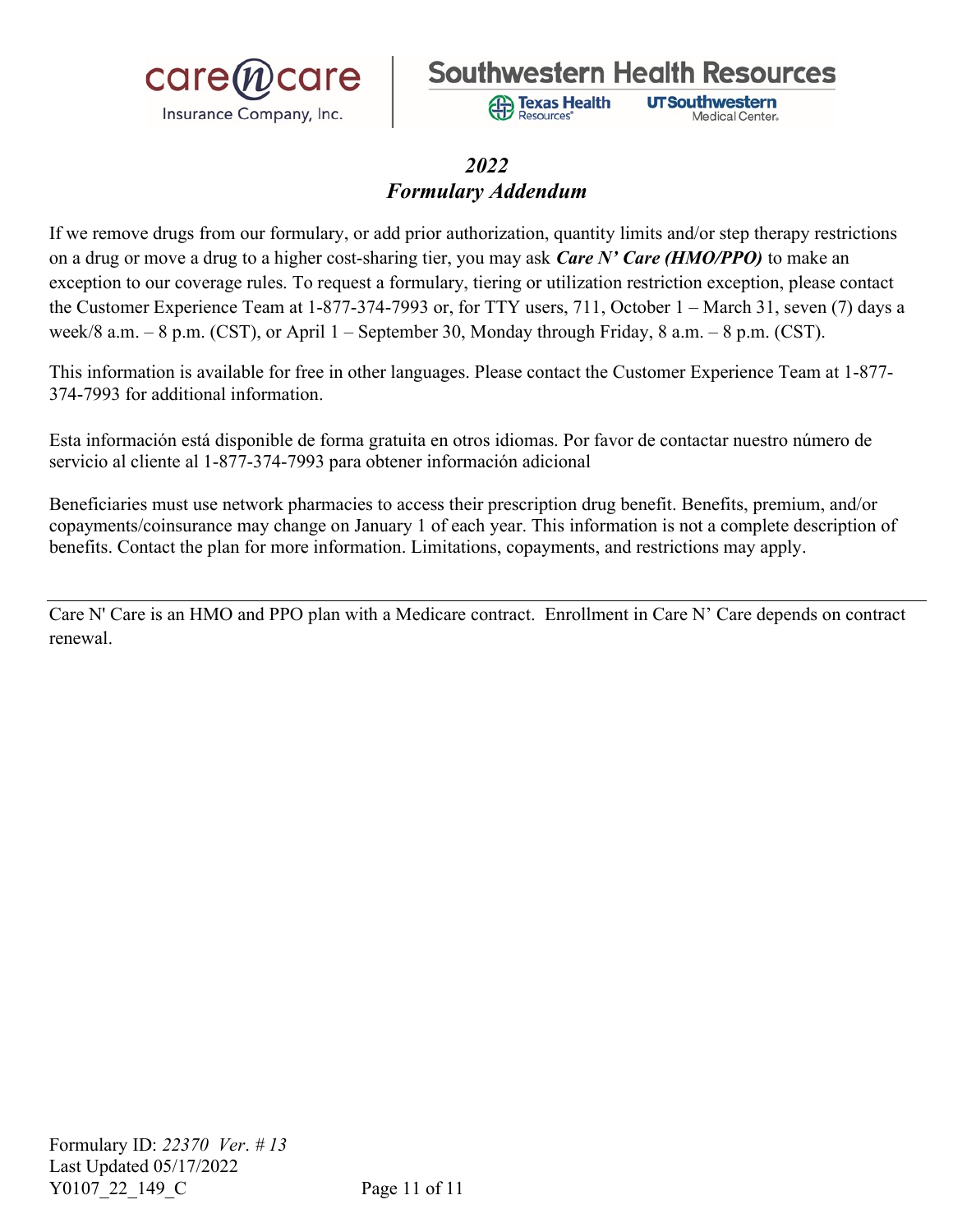## *2022*
## *Formulary Addendum*

If we remove drugs from our formulary, or add prior authorization, quantity limits and/or step therapy restrictions on a drug or move a drug to a higher cost-sharing tier, you may ask ***Care N' Care (HMO/PPO)*** to make an exception to our coverage rules. To request a formulary, tiering or utilization restriction exception, please contact the Customer Experience Team at 1-877-374-7993 or, for TTY users, 711, October 1 – March 31, seven (7) days a week/8 a.m. – 8 p.m. (CST), or April 1 – September 30, Monday through Friday, 8 a.m. – 8 p.m. (CST).

This information is available for free in other languages. Please contact the Customer Experience Team at 1-877-374-7993 for additional information.

Esta información está disponible de forma gratuita en otros idiomas. Por favor de contactar nuestro número de servicio al cliente al 1-877-374-7993 para obtener información adicional

Beneficiaries must use network pharmacies to access their prescription drug benefit. Benefits, premium, and/or copayments/coinsurance may change on January 1 of each year. This information is not a complete description of benefits. Contact the plan for more information. Limitations, copayments, and restrictions may apply.

---

Care N' Care is an HMO and PPO plan with a Medicare contract. Enrollment in Care N' Care depends on contract renewal.

Formulary ID: *22370 Ver. # 13*
Last Updated 05/17/2022
Y0107_22_149_C